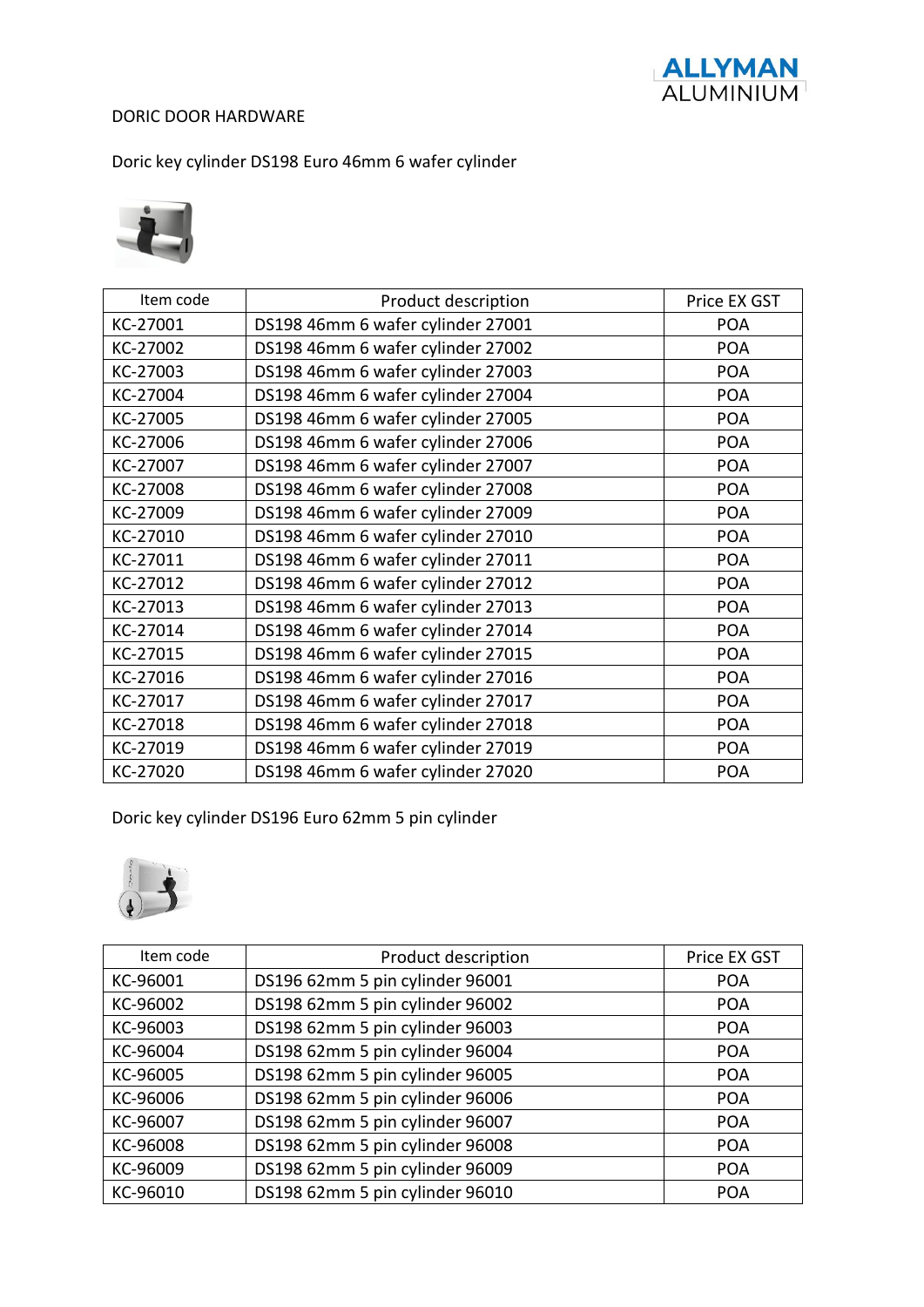ALLYMAN ALUMINIUM

DORIC DOOR HARDWARE

Doric key cylinder DS198 Euro 46mm 6 wafer cylinder

| Item code | Product description | Price EX GST |
|---|---|---|
| KC-27001 | DS198 46mm 6 wafer cylinder 27001 | POA |
| KC-27002 | DS198 46mm 6 wafer cylinder 27002 | POA |
| KC-27003 | DS198 46mm 6 wafer cylinder 27003 | POA |
| KC-27004 | DS198 46mm 6 wafer cylinder 27004 | POA |
| KC-27005 | DS198 46mm 6 wafer cylinder 27005 | POA |
| KC-27006 | DS198 46mm 6 wafer cylinder 27006 | POA |
| KC-27007 | DS198 46mm 6 wafer cylinder 27007 | POA |
| KC-27008 | DS198 46mm 6 wafer cylinder 27008 | POA |
| KC-27009 | DS198 46mm 6 wafer cylinder 27009 | POA |
| KC-27010 | DS198 46mm 6 wafer cylinder 27010 | POA |
| KC-27011 | DS198 46mm 6 wafer cylinder 27011 | POA |
| KC-27012 | DS198 46mm 6 wafer cylinder 27012 | POA |
| KC-27013 | DS198 46mm 6 wafer cylinder 27013 | POA |
| KC-27014 | DS198 46mm 6 wafer cylinder 27014 | POA |
| KC-27015 | DS198 46mm 6 wafer cylinder 27015 | POA |
| KC-27016 | DS198 46mm 6 wafer cylinder 27016 | POA |
| KC-27017 | DS198 46mm 6 wafer cylinder 27017 | POA |
| KC-27018 | DS198 46mm 6 wafer cylinder 27018 | POA |
| KC-27019 | DS198 46mm 6 wafer cylinder 27019 | POA |
| KC-27020 | DS198 46mm 6 wafer cylinder 27020 | POA |

Doric key cylinder DS196 Euro 62mm 5 pin cylinder

| Item code | Product description | Price EX GST |
|---|---|---|
| KC-96001 | DS196 62mm 5 pin cylinder 96001 | POA |
| KC-96002 | DS198 62mm 5 pin cylinder 96002 | POA |
| KC-96003 | DS198 62mm 5 pin cylinder 96003 | POA |
| KC-96004 | DS198 62mm 5 pin cylinder 96004 | POA |
| KC-96005 | DS198 62mm 5 pin cylinder 96005 | POA |
| KC-96006 | DS198 62mm 5 pin cylinder 96006 | POA |
| KC-96007 | DS198 62mm 5 pin cylinder 96007 | POA |
| KC-96008 | DS198 62mm 5 pin cylinder 96008 | POA |
| KC-96009 | DS198 62mm 5 pin cylinder 96009 | POA |
| KC-96010 | DS198 62mm 5 pin cylinder 96010 | POA |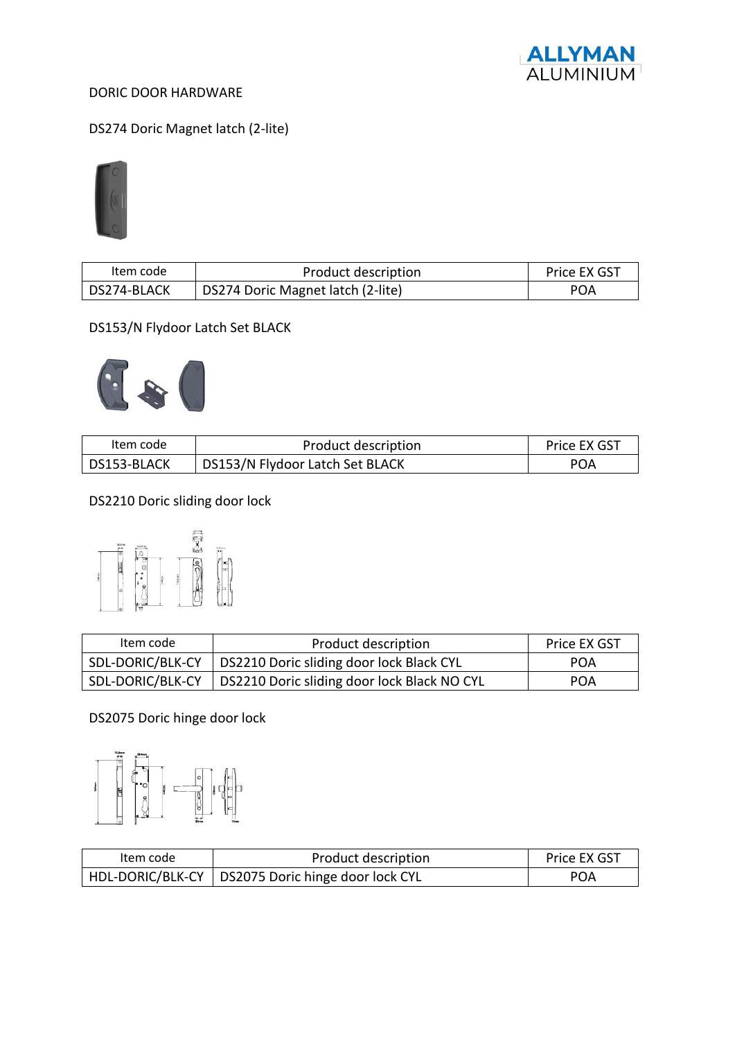DORIC DOOR HARDWARE

DS274 Doric Magnet latch (2-lite)

| Item code | Product description | Price EX GST |
|---|---|---|
| DS274-BLACK | DS274 Doric Magnet latch (2-lite) | POA |

DS153/N Flydoor Latch Set BLACK

| Item code | Product description | Price EX GST |
|---|---|---|
| DS153-BLACK | DS153/N Flydoor Latch Set BLACK | POA |

DS2210 Doric sliding door lock

| Item code | Product description | Price EX GST |
|---|---|---|
| SDL-DORIC/BLK-CY | DS2210 Doric sliding door lock Black CYL | POA |
| SDL-DORIC/BLK-CY | DS2210 Doric sliding door lock Black NO CYL | POA |

DS2075 Doric hinge door lock

| Item code | Product description | Price EX GST |
|---|---|---|
| HDL-DORIC/BLK-CY | DS2075 Doric hinge door lock CYL | POA |